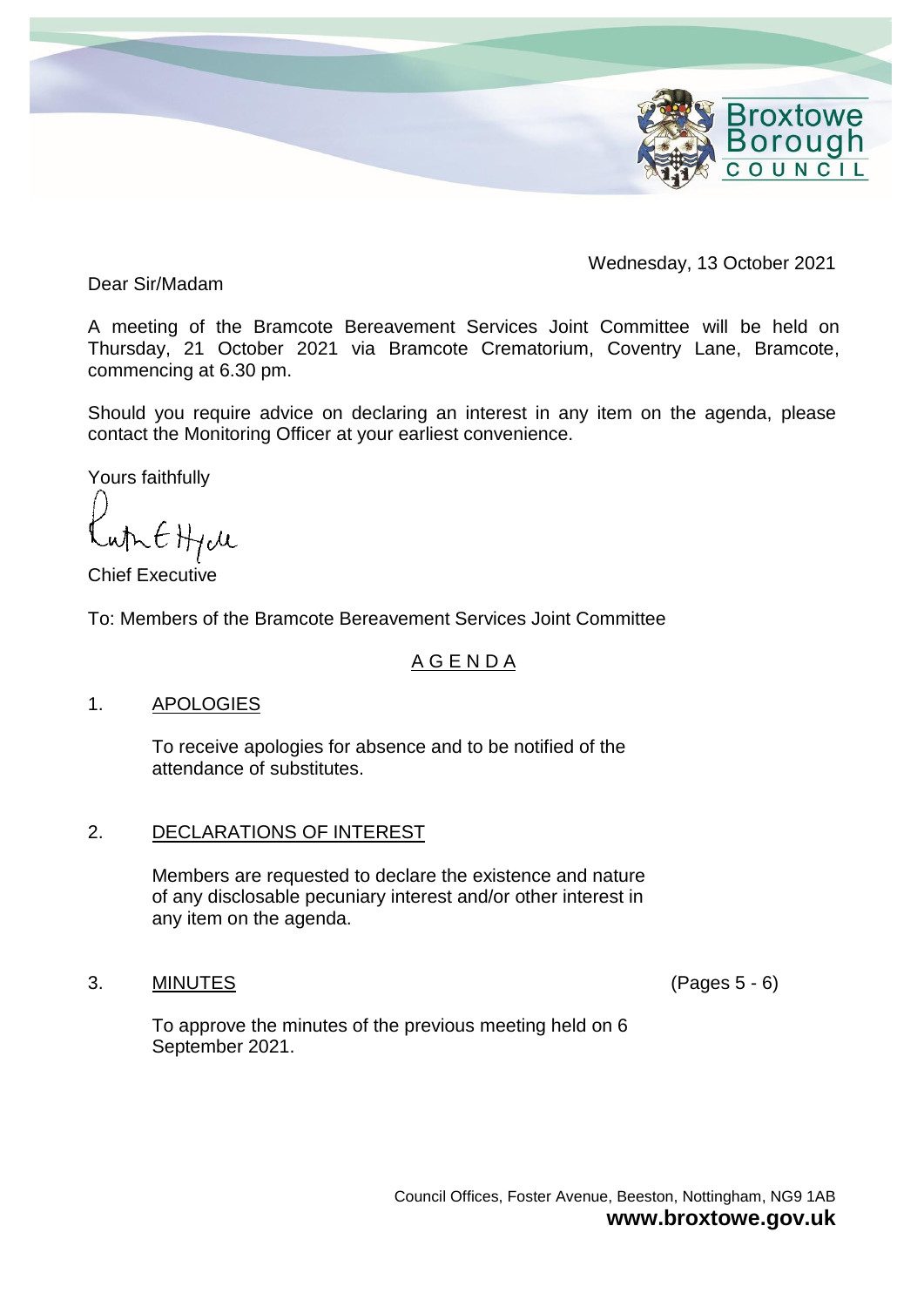Wednesday, 13 October 2021

Dear Sir/Madam

A meeting of the Bramcote Bereavement Services Joint Committee will be held on Thursday, 21 October 2021 via Bramcote Crematorium, Coventry Lane, Bramcote, commencing at 6.30 pm.

Should you require advice on declaring an interest in any item on the agenda, please contact the Monitoring Officer at your earliest convenience.

Yours faithfully

Chief Executive

To: Members of the Bramcote Bereavement Services Joint Committee

## A G E N D A

1. APOLOGIES

   To receive apologies for absence and to be notified of the attendance of substitutes.

2. DECLARATIONS OF INTEREST

   Members are requested to declare the existence and nature of any disclosable pecuniary interest and/or other interest in any item on the agenda.

3. MINUTES (Pages 5 - 6)

   To approve the minutes of the previous meeting held on 6 September 2021.

Council Offices, Foster Avenue, Beeston, Nottingham, NG9 1AB
**www.broxtowe.gov.uk**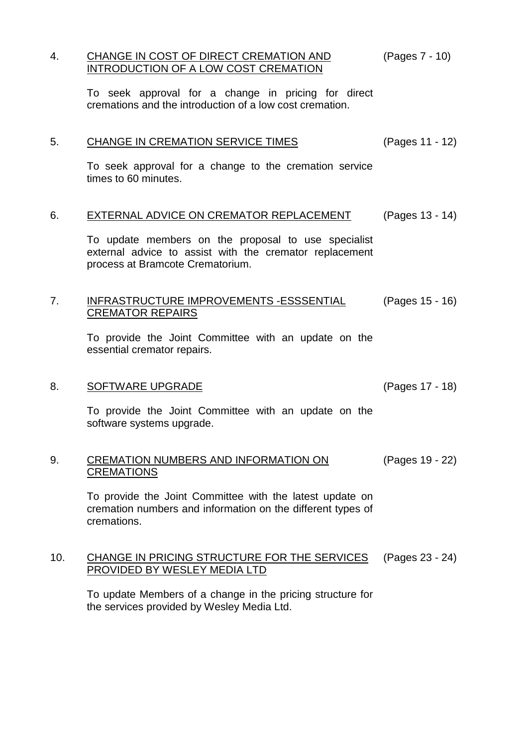4. <u>CHANGE IN COST OF DIRECT CREMATION AND INTRODUCTION OF A LOW COST CREMATION</u> (Pages 7 - 10)

   To seek approval for a change in pricing for direct cremations and the introduction of a low cost cremation.

5. <u>CHANGE IN CREMATION SERVICE TIMES</u> (Pages 11 - 12)

   To seek approval for a change to the cremation service times to 60 minutes.

6. <u>EXTERNAL ADVICE ON CREMATOR REPLACEMENT</u> (Pages 13 - 14)

   To update members on the proposal to use specialist external advice to assist with the cremator replacement process at Bramcote Crematorium.

7. <u>INFRASTRUCTURE IMPROVEMENTS -ESSSENTIAL CREMATOR REPAIRS</u> (Pages 15 - 16)

   To provide the Joint Committee with an update on the essential cremator repairs.

8. <u>SOFTWARE UPGRADE</u> (Pages 17 - 18)

   To provide the Joint Committee with an update on the software systems upgrade.

9. <u>CREMATION NUMBERS AND INFORMATION ON CREMATIONS</u> (Pages 19 - 22)

   To provide the Joint Committee with the latest update on cremation numbers and information on the different types of cremations.

10. <u>CHANGE IN PRICING STRUCTURE FOR THE SERVICES PROVIDED BY WESLEY MEDIA LTD</u> (Pages 23 - 24)

    To update Members of a change in the pricing structure for the services provided by Wesley Media Ltd.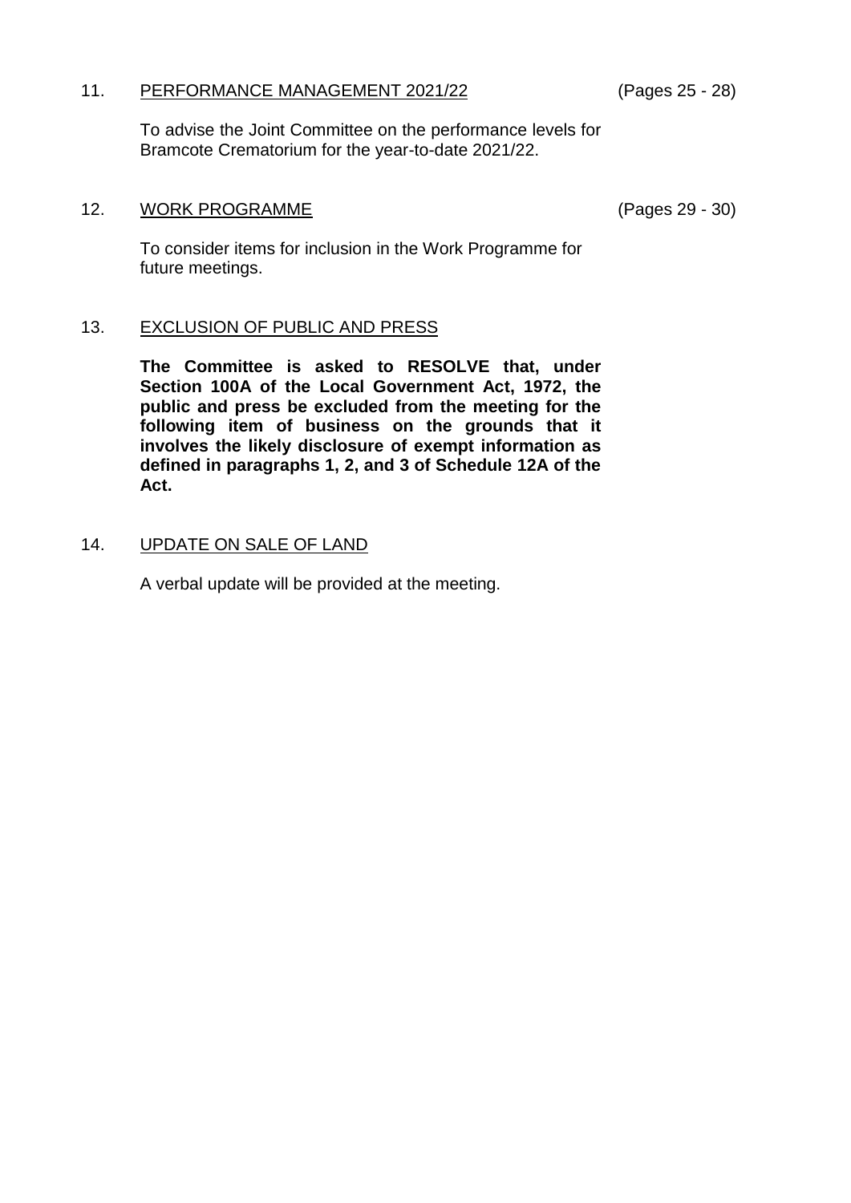11. PERFORMANCE MANAGEMENT 2021/22 (Pages 25 - 28)

    To advise the Joint Committee on the performance levels for Bramcote Crematorium for the year-to-date 2021/22.

12. WORK PROGRAMME (Pages 29 - 30)

    To consider items for inclusion in the Work Programme for future meetings.

13. EXCLUSION OF PUBLIC AND PRESS

    **The Committee is asked to RESOLVE that, under Section 100A of the Local Government Act, 1972, the public and press be excluded from the meeting for the following item of business on the grounds that it involves the likely disclosure of exempt information as defined in paragraphs 1, 2, and 3 of Schedule 12A of the Act.**

14. UPDATE ON SALE OF LAND

    A verbal update will be provided at the meeting.